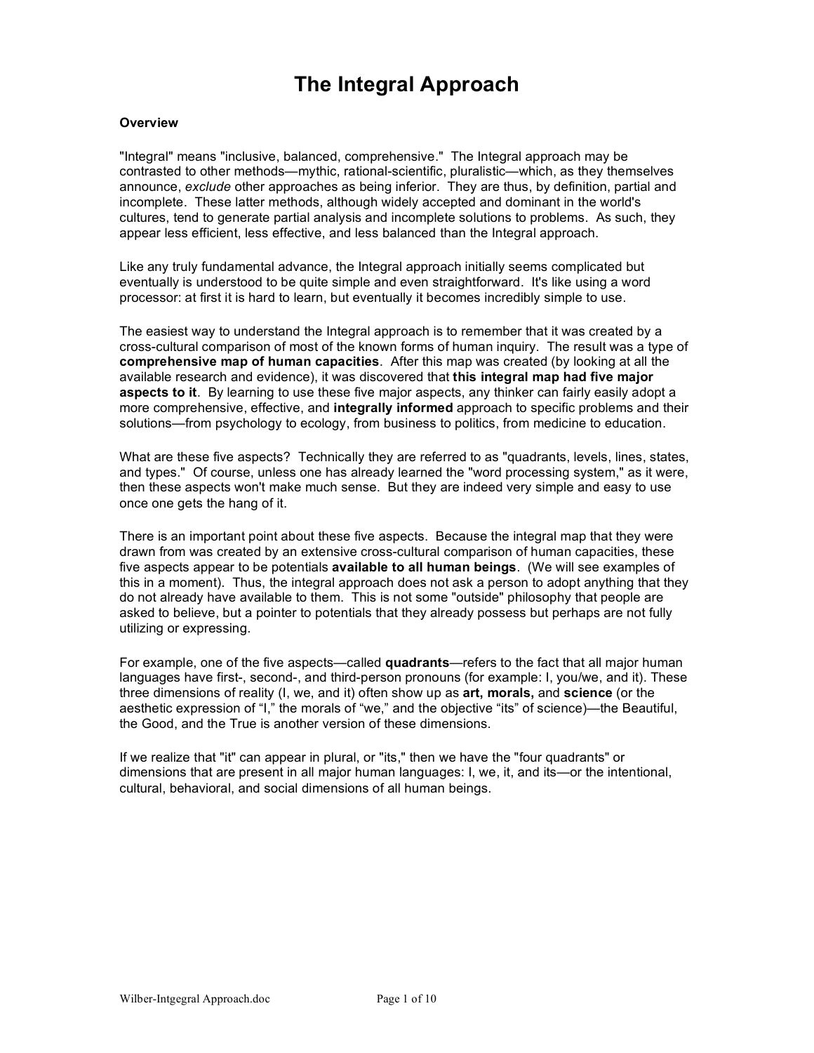# The Integral Approach

**Overview**

"Integral" means "inclusive, balanced, comprehensive." The Integral approach may be contrasted to other methods—mythic, rational-scientific, pluralistic—which, as they themselves announce, *exclude* other approaches as being inferior. They are thus, by definition, partial and incomplete. These latter methods, although widely accepted and dominant in the world's cultures, tend to generate partial analysis and incomplete solutions to problems. As such, they appear less efficient, less effective, and less balanced than the Integral approach.

Like any truly fundamental advance, the Integral approach initially seems complicated but eventually is understood to be quite simple and even straightforward. It's like using a word processor: at first it is hard to learn, but eventually it becomes incredibly simple to use.

The easiest way to understand the Integral approach is to remember that it was created by a cross-cultural comparison of most of the known forms of human inquiry. The result was a type of **comprehensive map of human capacities**. After this map was created (by looking at all the available research and evidence), it was discovered that **this integral map had five major aspects to it**. By learning to use these five major aspects, any thinker can fairly easily adopt a more comprehensive, effective, and **integrally informed** approach to specific problems and their solutions—from psychology to ecology, from business to politics, from medicine to education.

What are these five aspects? Technically they are referred to as "quadrants, levels, lines, states, and types." Of course, unless one has already learned the "word processing system," as it were, then these aspects won't make much sense. But they are indeed very simple and easy to use once one gets the hang of it.

There is an important point about these five aspects. Because the integral map that they were drawn from was created by an extensive cross-cultural comparison of human capacities, these five aspects appear to be potentials **available to all human beings**. (We will see examples of this in a moment). Thus, the integral approach does not ask a person to adopt anything that they do not already have available to them. This is not some "outside" philosophy that people are asked to believe, but a pointer to potentials that they already possess but perhaps are not fully utilizing or expressing.

For example, one of the five aspects—called **quadrants**—refers to the fact that all major human languages have first-, second-, and third-person pronouns (for example: I, you/we, and it). These three dimensions of reality (I, we, and it) often show up as **art, morals,** and **science** (or the aesthetic expression of "I," the morals of "we," and the objective "its" of science)—the Beautiful, the Good, and the True is another version of these dimensions.

If we realize that "it" can appear in plural, or "its," then we have the "four quadrants" or dimensions that are present in all major human languages: I, we, it, and its—or the intentional, cultural, behavioral, and social dimensions of all human beings.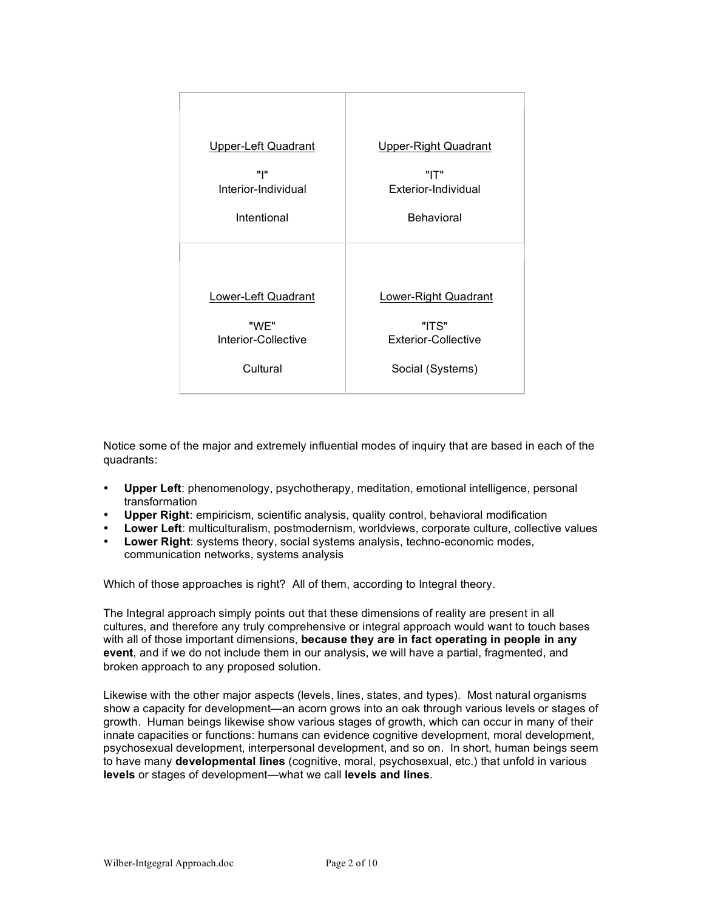| Upper-Left Quadrant<br><br>"I"<br>Interior-Individual<br><br>Intentional | Upper-Right Quadrant<br><br>"IT"<br>Exterior-Individual<br><br>Behavioral |
|---|---|
| Lower-Left Quadrant<br><br>"WE"<br>Interior-Collective<br><br>Cultural | Lower-Right Quadrant<br><br>"ITS"<br>Exterior-Collective<br><br>Social (Systems) |

Notice some of the major and extremely influential modes of inquiry that are based in each of the quadrants:

- **Upper Left**: phenomenology, psychotherapy, meditation, emotional intelligence, personal transformation
- **Upper Right**: empiricism, scientific analysis, quality control, behavioral modification
- **Lower Left**: multiculturalism, postmodernism, worldviews, corporate culture, collective values
- **Lower Right**: systems theory, social systems analysis, techno-economic modes, communication networks, systems analysis

Which of those approaches is right? All of them, according to Integral theory.

The Integral approach simply points out that these dimensions of reality are present in all cultures, and therefore any truly comprehensive or integral approach would want to touch bases with all of those important dimensions, **because they are in fact operating in people in any event**, and if we do not include them in our analysis, we will have a partial, fragmented, and broken approach to any proposed solution.

Likewise with the other major aspects (levels, lines, states, and types). Most natural organisms show a capacity for development—an acorn grows into an oak through various levels or stages of growth. Human beings likewise show various stages of growth, which can occur in many of their innate capacities or functions: humans can evidence cognitive development, moral development, psychosexual development, interpersonal development, and so on. In short, human beings seem to have many **developmental lines** (cognitive, moral, psychosexual, etc.) that unfold in various **levels** or stages of development—what we call **levels and lines**.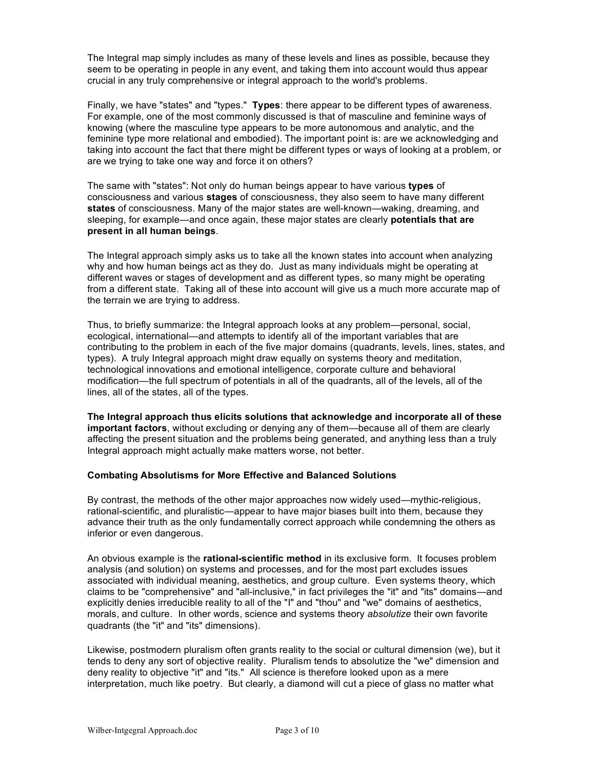The Integral map simply includes as many of these levels and lines as possible, because they seem to be operating in people in any event, and taking them into account would thus appear crucial in any truly comprehensive or integral approach to the world's problems.

Finally, we have "states" and "types." **Types**: there appear to be different types of awareness. For example, one of the most commonly discussed is that of masculine and feminine ways of knowing (where the masculine type appears to be more autonomous and analytic, and the feminine type more relational and embodied). The important point is: are we acknowledging and taking into account the fact that there might be different types or ways of looking at a problem, or are we trying to take one way and force it on others?

The same with "states": Not only do human beings appear to have various **types** of consciousness and various **stages** of consciousness, they also seem to have many different **states** of consciousness. Many of the major states are well-known—waking, dreaming, and sleeping, for example—and once again, these major states are clearly **potentials that are present in all human beings**.

The Integral approach simply asks us to take all the known states into account when analyzing why and how human beings act as they do. Just as many individuals might be operating at different waves or stages of development and as different types, so many might be operating from a different state. Taking all of these into account will give us a much more accurate map of the terrain we are trying to address.

Thus, to briefly summarize: the Integral approach looks at any problem—personal, social, ecological, international—and attempts to identify all of the important variables that are contributing to the problem in each of the five major domains (quadrants, levels, lines, states, and types). A truly Integral approach might draw equally on systems theory and meditation, technological innovations and emotional intelligence, corporate culture and behavioral modification—the full spectrum of potentials in all of the quadrants, all of the levels, all of the lines, all of the states, all of the types.

**The Integral approach thus elicits solutions that acknowledge and incorporate all of these important factors**, without excluding or denying any of them—because all of them are clearly affecting the present situation and the problems being generated, and anything less than a truly Integral approach might actually make matters worse, not better.

### Combating Absolutisms for More Effective and Balanced Solutions

By contrast, the methods of the other major approaches now widely used—mythic-religious, rational-scientific, and pluralistic—appear to have major biases built into them, because they advance their truth as the only fundamentally correct approach while condemning the others as inferior or even dangerous.

An obvious example is the **rational-scientific method** in its exclusive form. It focuses problem analysis (and solution) on systems and processes, and for the most part excludes issues associated with individual meaning, aesthetics, and group culture. Even systems theory, which claims to be "comprehensive" and "all-inclusive," in fact privileges the "it" and "its" domains—and explicitly denies irreducible reality to all of the "I" and "thou" and "we" domains of aesthetics, morals, and culture. In other words, science and systems theory *absolutize* their own favorite quadrants (the "it" and "its" dimensions).

Likewise, postmodern pluralism often grants reality to the social or cultural dimension (we), but it tends to deny any sort of objective reality. Pluralism tends to absolutize the "we" dimension and deny reality to objective "it" and "its." All science is therefore looked upon as a mere interpretation, much like poetry. But clearly, a diamond will cut a piece of glass no matter what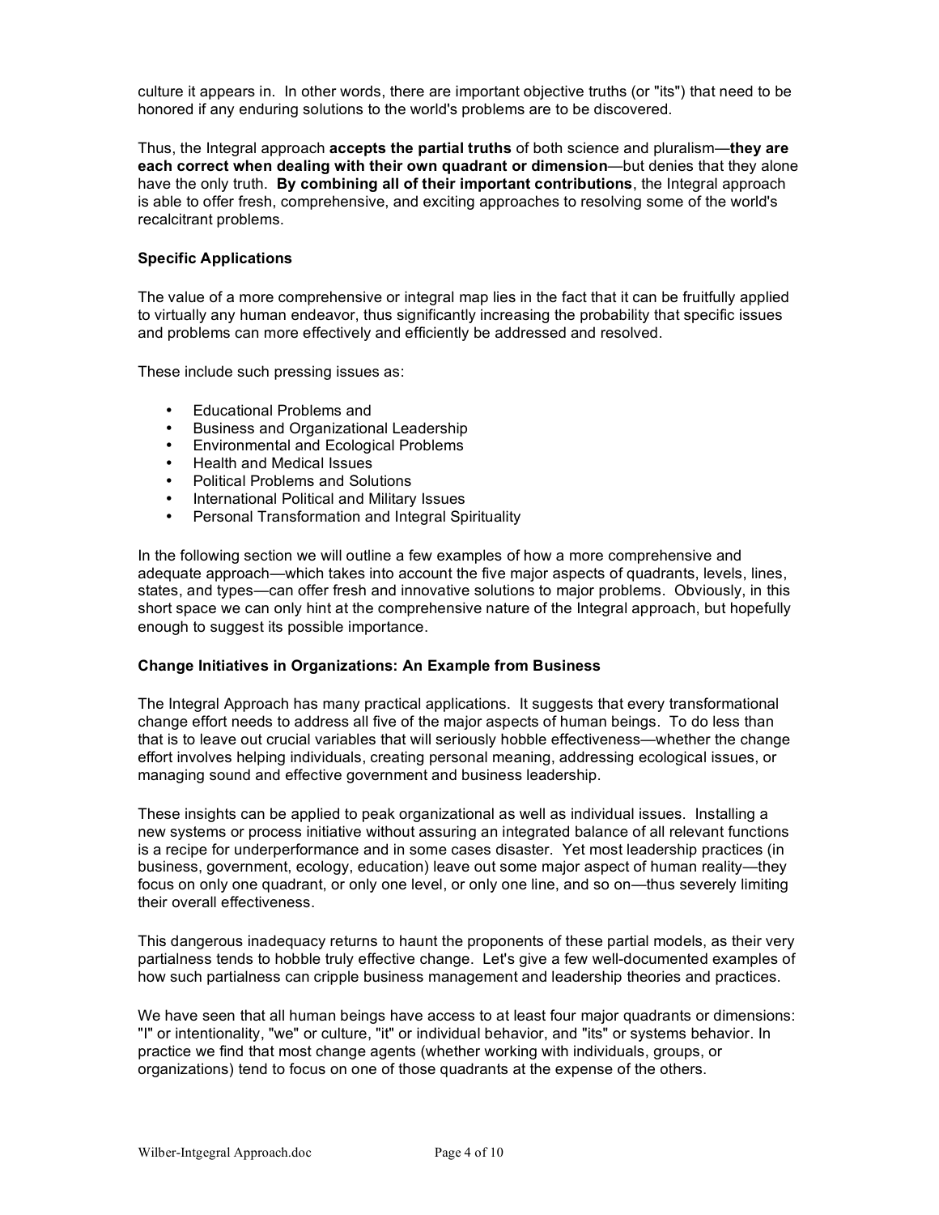culture it appears in. In other words, there are important objective truths (or "its") that need to be honored if any enduring solutions to the world's problems are to be discovered.

Thus, the Integral approach **accepts the partial truths** of both science and pluralism—**they are each correct when dealing with their own quadrant or dimension**—but denies that they alone have the only truth. **By combining all of their important contributions**, the Integral approach is able to offer fresh, comprehensive, and exciting approaches to resolving some of the world's recalcitrant problems.

**Specific Applications**

The value of a more comprehensive or integral map lies in the fact that it can be fruitfully applied to virtually any human endeavor, thus significantly increasing the probability that specific issues and problems can more effectively and efficiently be addressed and resolved.

These include such pressing issues as:

- Educational Problems and
- Business and Organizational Leadership
- Environmental and Ecological Problems
- Health and Medical Issues
- Political Problems and Solutions
- International Political and Military Issues
- Personal Transformation and Integral Spirituality

In the following section we will outline a few examples of how a more comprehensive and adequate approach—which takes into account the five major aspects of quadrants, levels, lines, states, and types—can offer fresh and innovative solutions to major problems. Obviously, in this short space we can only hint at the comprehensive nature of the Integral approach, but hopefully enough to suggest its possible importance.

**Change Initiatives in Organizations: An Example from Business**

The Integral Approach has many practical applications. It suggests that every transformational change effort needs to address all five of the major aspects of human beings. To do less than that is to leave out crucial variables that will seriously hobble effectiveness—whether the change effort involves helping individuals, creating personal meaning, addressing ecological issues, or managing sound and effective government and business leadership.

These insights can be applied to peak organizational as well as individual issues. Installing a new systems or process initiative without assuring an integrated balance of all relevant functions is a recipe for underperformance and in some cases disaster. Yet most leadership practices (in business, government, ecology, education) leave out some major aspect of human reality—they focus on only one quadrant, or only one level, or only one line, and so on—thus severely limiting their overall effectiveness.

This dangerous inadequacy returns to haunt the proponents of these partial models, as their very partialness tends to hobble truly effective change. Let's give a few well-documented examples of how such partialness can cripple business management and leadership theories and practices.

We have seen that all human beings have access to at least four major quadrants or dimensions: "I" or intentionality, "we" or culture, "it" or individual behavior, and "its" or systems behavior. In practice we find that most change agents (whether working with individuals, groups, or organizations) tend to focus on one of those quadrants at the expense of the others.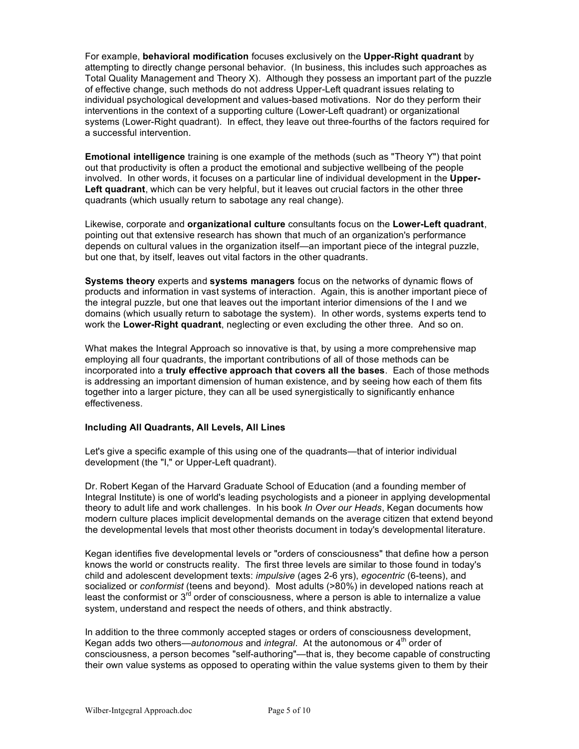For example, **behavioral modification** focuses exclusively on the **Upper-Right quadrant** by attempting to directly change personal behavior. (In business, this includes such approaches as Total Quality Management and Theory X). Although they possess an important part of the puzzle of effective change, such methods do not address Upper-Left quadrant issues relating to individual psychological development and values-based motivations. Nor do they perform their interventions in the context of a supporting culture (Lower-Left quadrant) or organizational systems (Lower-Right quadrant). In effect, they leave out three-fourths of the factors required for a successful intervention.

**Emotional intelligence** training is one example of the methods (such as "Theory Y") that point out that productivity is often a product the emotional and subjective wellbeing of the people involved. In other words, it focuses on a particular line of individual development in the **Upper-Left quadrant**, which can be very helpful, but it leaves out crucial factors in the other three quadrants (which usually return to sabotage any real change).

Likewise, corporate and **organizational culture** consultants focus on the **Lower-Left quadrant**, pointing out that extensive research has shown that much of an organization's performance depends on cultural values in the organization itself—an important piece of the integral puzzle, but one that, by itself, leaves out vital factors in the other quadrants.

**Systems theory** experts and **systems managers** focus on the networks of dynamic flows of products and information in vast systems of interaction. Again, this is another important piece of the integral puzzle, but one that leaves out the important interior dimensions of the I and we domains (which usually return to sabotage the system). In other words, systems experts tend to work the **Lower-Right quadrant**, neglecting or even excluding the other three. And so on.

What makes the Integral Approach so innovative is that, by using a more comprehensive map employing all four quadrants, the important contributions of all of those methods can be incorporated into a **truly effective approach that covers all the bases**. Each of those methods is addressing an important dimension of human existence, and by seeing how each of them fits together into a larger picture, they can all be used synergistically to significantly enhance effectiveness.

**Including All Quadrants, All Levels, All Lines**

Let's give a specific example of this using one of the quadrants—that of interior individual development (the "I," or Upper-Left quadrant).

Dr. Robert Kegan of the Harvard Graduate School of Education (and a founding member of Integral Institute) is one of world's leading psychologists and a pioneer in applying developmental theory to adult life and work challenges. In his book *In Over our Heads*, Kegan documents how modern culture places implicit developmental demands on the average citizen that extend beyond the developmental levels that most other theorists document in today's developmental literature.

Kegan identifies five developmental levels or "orders of consciousness" that define how a person knows the world or constructs reality. The first three levels are similar to those found in today's child and adolescent development texts: *impulsive* (ages 2-6 yrs), *egocentric* (6-teens), and socialized or *conformist* (teens and beyond). Most adults (>80%) in developed nations reach at least the conformist or 3rd order of consciousness, where a person is able to internalize a value system, understand and respect the needs of others, and think abstractly.

In addition to the three commonly accepted stages or orders of consciousness development, Kegan adds two others—*autonomous* and *integral*. At the autonomous or 4th order of consciousness, a person becomes "self-authoring"—that is, they become capable of constructing their own value systems as opposed to operating within the value systems given to them by their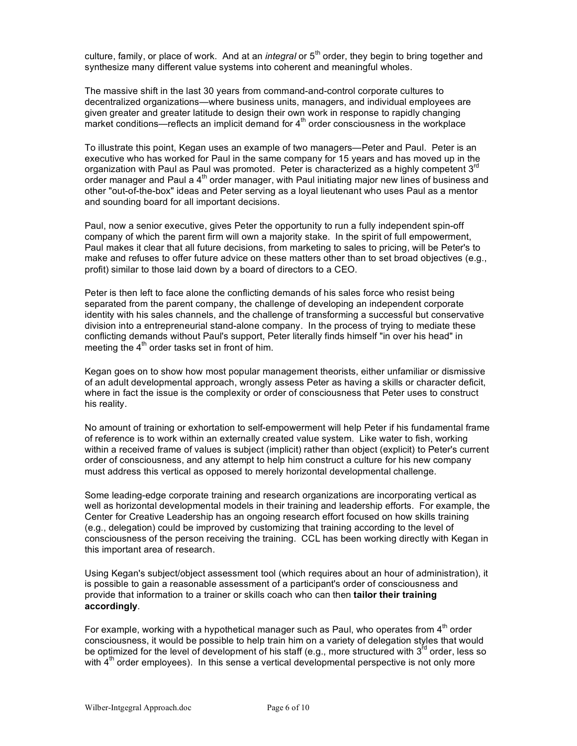culture, family, or place of work. And at an *integral* or 5th order, they begin to bring together and synthesize many different value systems into coherent and meaningful wholes.

The massive shift in the last 30 years from command-and-control corporate cultures to decentralized organizations—where business units, managers, and individual employees are given greater and greater latitude to design their own work in response to rapidly changing market conditions—reflects an implicit demand for 4th order consciousness in the workplace

To illustrate this point, Kegan uses an example of two managers—Peter and Paul. Peter is an executive who has worked for Paul in the same company for 15 years and has moved up in the organization with Paul as Paul was promoted. Peter is characterized as a highly competent 3rd order manager and Paul a 4th order manager, with Paul initiating major new lines of business and other "out-of-the-box" ideas and Peter serving as a loyal lieutenant who uses Paul as a mentor and sounding board for all important decisions.

Paul, now a senior executive, gives Peter the opportunity to run a fully independent spin-off company of which the parent firm will own a majority stake. In the spirit of full empowerment, Paul makes it clear that all future decisions, from marketing to sales to pricing, will be Peter's to make and refuses to offer future advice on these matters other than to set broad objectives (e.g., profit) similar to those laid down by a board of directors to a CEO.

Peter is then left to face alone the conflicting demands of his sales force who resist being separated from the parent company, the challenge of developing an independent corporate identity with his sales channels, and the challenge of transforming a successful but conservative division into a entrepreneurial stand-alone company. In the process of trying to mediate these conflicting demands without Paul's support, Peter literally finds himself "in over his head" in meeting the 4th order tasks set in front of him.

Kegan goes on to show how most popular management theorists, either unfamiliar or dismissive of an adult developmental approach, wrongly assess Peter as having a skills or character deficit, where in fact the issue is the complexity or order of consciousness that Peter uses to construct his reality.

No amount of training or exhortation to self-empowerment will help Peter if his fundamental frame of reference is to work within an externally created value system. Like water to fish, working within a received frame of values is subject (implicit) rather than object (explicit) to Peter's current order of consciousness, and any attempt to help him construct a culture for his new company must address this vertical as opposed to merely horizontal developmental challenge.

Some leading-edge corporate training and research organizations are incorporating vertical as well as horizontal developmental models in their training and leadership efforts. For example, the Center for Creative Leadership has an ongoing research effort focused on how skills training (e.g., delegation) could be improved by customizing that training according to the level of consciousness of the person receiving the training. CCL has been working directly with Kegan in this important area of research.

Using Kegan's subject/object assessment tool (which requires about an hour of administration), it is possible to gain a reasonable assessment of a participant's order of consciousness and provide that information to a trainer or skills coach who can then **tailor their training accordingly**.

For example, working with a hypothetical manager such as Paul, who operates from 4th order consciousness, it would be possible to help train him on a variety of delegation styles that would be optimized for the level of development of his staff (e.g., more structured with 3rd order, less so with 4th order employees). In this sense a vertical developmental perspective is not only more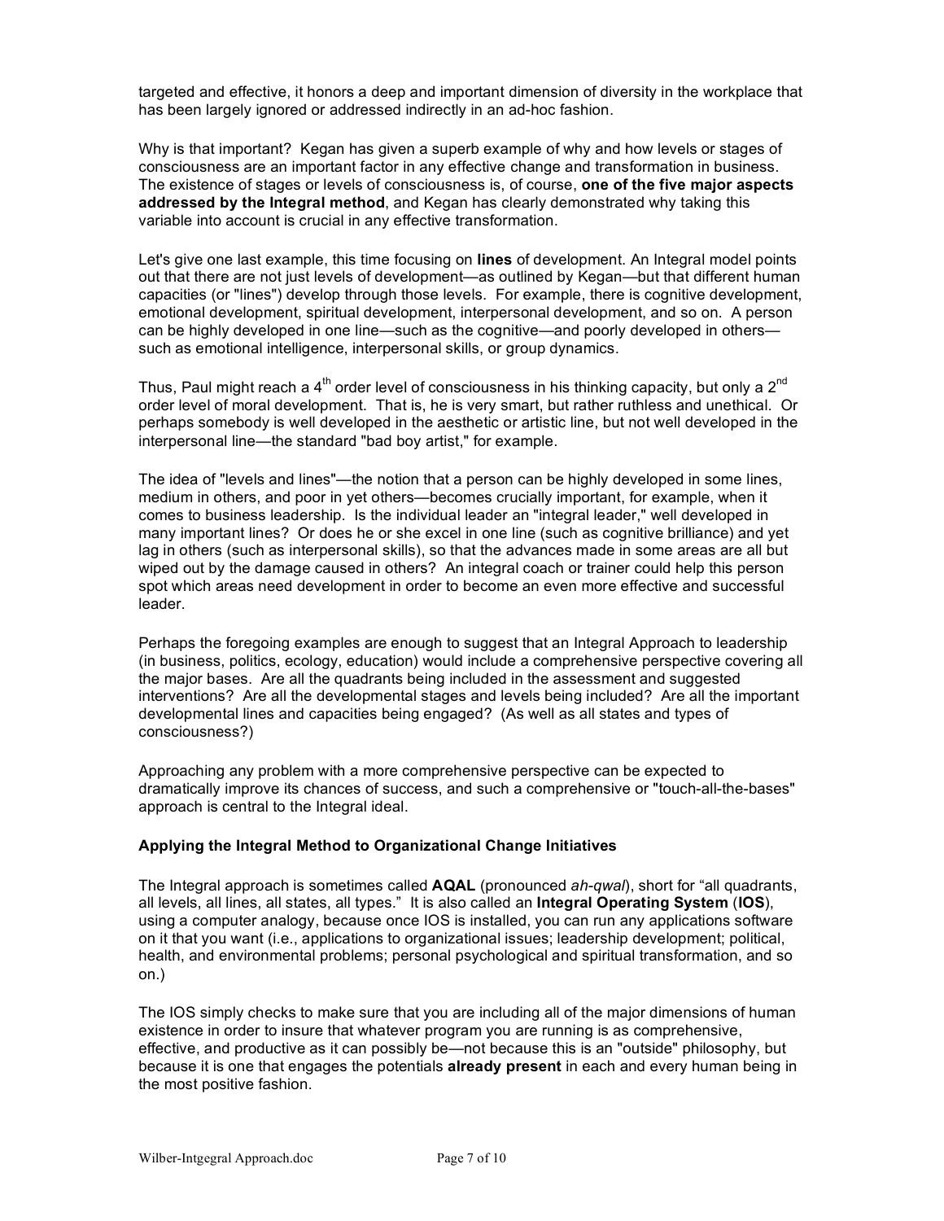targeted and effective, it honors a deep and important dimension of diversity in the workplace that has been largely ignored or addressed indirectly in an ad-hoc fashion.

Why is that important? Kegan has given a superb example of why and how levels or stages of consciousness are an important factor in any effective change and transformation in business. The existence of stages or levels of consciousness is, of course, **one of the five major aspects addressed by the Integral method**, and Kegan has clearly demonstrated why taking this variable into account is crucial in any effective transformation.

Let's give one last example, this time focusing on **lines** of development. An Integral model points out that there are not just levels of development—as outlined by Kegan—but that different human capacities (or "lines") develop through those levels. For example, there is cognitive development, emotional development, spiritual development, interpersonal development, and so on. A person can be highly developed in one line—such as the cognitive—and poorly developed in others—such as emotional intelligence, interpersonal skills, or group dynamics.

Thus, Paul might reach a 4th order level of consciousness in his thinking capacity, but only a 2nd order level of moral development. That is, he is very smart, but rather ruthless and unethical. Or perhaps somebody is well developed in the aesthetic or artistic line, but not well developed in the interpersonal line—the standard "bad boy artist," for example.

The idea of "levels and lines"—the notion that a person can be highly developed in some lines, medium in others, and poor in yet others—becomes crucially important, for example, when it comes to business leadership. Is the individual leader an "integral leader," well developed in many important lines? Or does he or she excel in one line (such as cognitive brilliance) and yet lag in others (such as interpersonal skills), so that the advances made in some areas are all but wiped out by the damage caused in others? An integral coach or trainer could help this person spot which areas need development in order to become an even more effective and successful leader.

Perhaps the foregoing examples are enough to suggest that an Integral Approach to leadership (in business, politics, ecology, education) would include a comprehensive perspective covering all the major bases. Are all the quadrants being included in the assessment and suggested interventions? Are all the developmental stages and levels being included? Are all the important developmental lines and capacities being engaged? (As well as all states and types of consciousness?)

Approaching any problem with a more comprehensive perspective can be expected to dramatically improve its chances of success, and such a comprehensive or "touch-all-the-bases" approach is central to the Integral ideal.

### Applying the Integral Method to Organizational Change Initiatives

The Integral approach is sometimes called **AQAL** (pronounced *ah-qwal*), short for "all quadrants, all levels, all lines, all states, all types." It is also called an **Integral Operating System** (**IOS**), using a computer analogy, because once IOS is installed, you can run any applications software on it that you want (i.e., applications to organizational issues; leadership development; political, health, and environmental problems; personal psychological and spiritual transformation, and so on.)

The IOS simply checks to make sure that you are including all of the major dimensions of human existence in order to insure that whatever program you are running is as comprehensive, effective, and productive as it can possibly be—not because this is an "outside" philosophy, but because it is one that engages the potentials **already present** in each and every human being in the most positive fashion.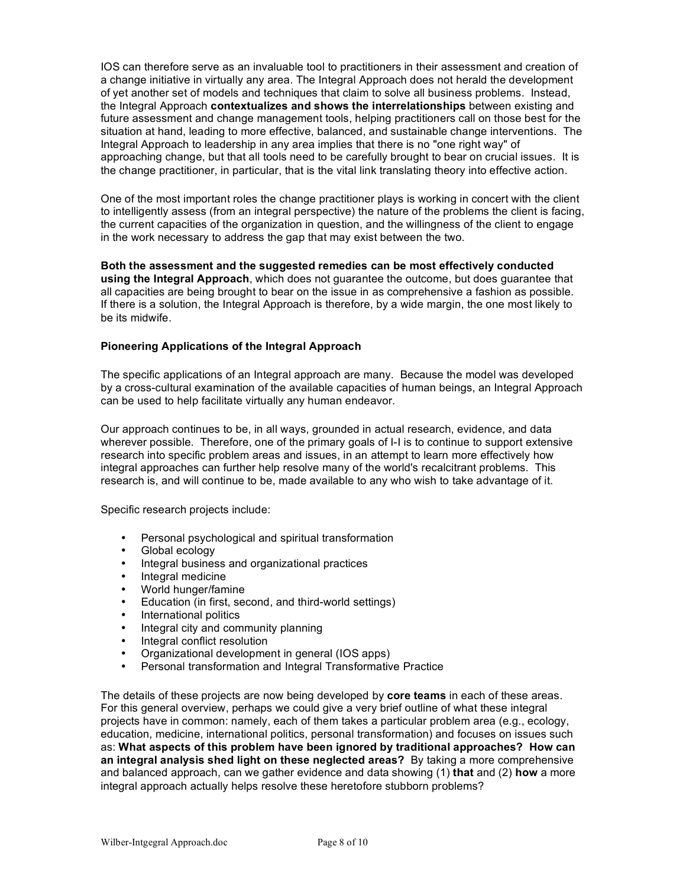IOS can therefore serve as an invaluable tool to practitioners in their assessment and creation of a change initiative in virtually any area. The Integral Approach does not herald the development of yet another set of models and techniques that claim to solve all business problems. Instead, the Integral Approach **contextualizes and shows the interrelationships** between existing and future assessment and change management tools, helping practitioners call on those best for the situation at hand, leading to more effective, balanced, and sustainable change interventions. The Integral Approach to leadership in any area implies that there is no "one right way" of approaching change, but that all tools need to be carefully brought to bear on crucial issues. It is the change practitioner, in particular, that is the vital link translating theory into effective action.

One of the most important roles the change practitioner plays is working in concert with the client to intelligently assess (from an integral perspective) the nature of the problems the client is facing, the current capacities of the organization in question, and the willingness of the client to engage in the work necessary to address the gap that may exist between the two.

**Both the assessment and the suggested remedies can be most effectively conducted using the Integral Approach**, which does not guarantee the outcome, but does guarantee that all capacities are being brought to bear on the issue in as comprehensive a fashion as possible. If there is a solution, the Integral Approach is therefore, by a wide margin, the one most likely to be its midwife.

**Pioneering Applications of the Integral Approach**

The specific applications of an Integral approach are many. Because the model was developed by a cross-cultural examination of the available capacities of human beings, an Integral Approach can be used to help facilitate virtually any human endeavor.

Our approach continues to be, in all ways, grounded in actual research, evidence, and data wherever possible. Therefore, one of the primary goals of I-I is to continue to support extensive research into specific problem areas and issues, in an attempt to learn more effectively how integral approaches can further help resolve many of the world's recalcitrant problems. This research is, and will continue to be, made available to any who wish to take advantage of it.

Specific research projects include:

- Personal psychological and spiritual transformation
- Global ecology
- Integral business and organizational practices
- Integral medicine
- World hunger/famine
- Education (in first, second, and third-world settings)
- International politics
- Integral city and community planning
- Integral conflict resolution
- Organizational development in general (IOS apps)
- Personal transformation and Integral Transformative Practice

The details of these projects are now being developed by **core teams** in each of these areas. For this general overview, perhaps we could give a very brief outline of what these integral projects have in common: namely, each of them takes a particular problem area (e.g., ecology, education, medicine, international politics, personal transformation) and focuses on issues such as: **What aspects of this problem have been ignored by traditional approaches? How can an integral analysis shed light on these neglected areas?** By taking a more comprehensive and balanced approach, can we gather evidence and data showing (1) **that** and (2) **how** a more integral approach actually helps resolve these heretofore stubborn problems?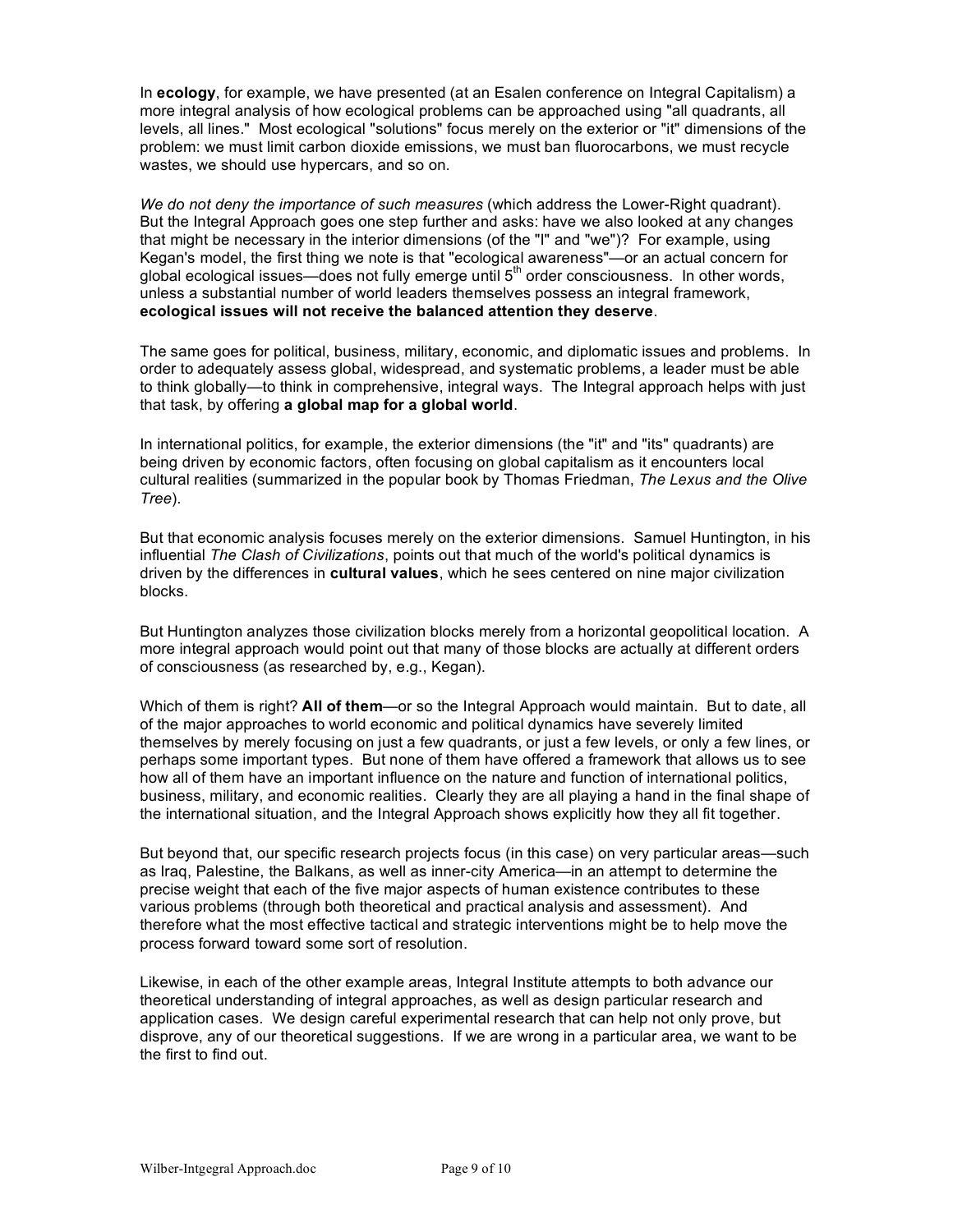In **ecology**, for example, we have presented (at an Esalen conference on Integral Capitalism) a more integral analysis of how ecological problems can be approached using "all quadrants, all levels, all lines." Most ecological "solutions" focus merely on the exterior or "it" dimensions of the problem: we must limit carbon dioxide emissions, we must ban fluorocarbons, we must recycle wastes, we should use hypercars, and so on.

*We do not deny the importance of such measures* (which address the Lower-Right quadrant). But the Integral Approach goes one step further and asks: have we also looked at any changes that might be necessary in the interior dimensions (of the "I" and "we")? For example, using Kegan's model, the first thing we note is that "ecological awareness"—or an actual concern for global ecological issues—does not fully emerge until 5th order consciousness. In other words, unless a substantial number of world leaders themselves possess an integral framework, **ecological issues will not receive the balanced attention they deserve**.

The same goes for political, business, military, economic, and diplomatic issues and problems. In order to adequately assess global, widespread, and systematic problems, a leader must be able to think globally—to think in comprehensive, integral ways. The Integral approach helps with just that task, by offering **a global map for a global world**.

In international politics, for example, the exterior dimensions (the "it" and "its" quadrants) are being driven by economic factors, often focusing on global capitalism as it encounters local cultural realities (summarized in the popular book by Thomas Friedman, *The Lexus and the Olive Tree*).

But that economic analysis focuses merely on the exterior dimensions. Samuel Huntington, in his influential *The Clash of Civilizations*, points out that much of the world's political dynamics is driven by the differences in **cultural values**, which he sees centered on nine major civilization blocks.

But Huntington analyzes those civilization blocks merely from a horizontal geopolitical location. A more integral approach would point out that many of those blocks are actually at different orders of consciousness (as researched by, e.g., Kegan).

Which of them is right? **All of them**—or so the Integral Approach would maintain. But to date, all of the major approaches to world economic and political dynamics have severely limited themselves by merely focusing on just a few quadrants, or just a few levels, or only a few lines, or perhaps some important types. But none of them have offered a framework that allows us to see how all of them have an important influence on the nature and function of international politics, business, military, and economic realities. Clearly they are all playing a hand in the final shape of the international situation, and the Integral Approach shows explicitly how they all fit together.

But beyond that, our specific research projects focus (in this case) on very particular areas—such as Iraq, Palestine, the Balkans, as well as inner-city America—in an attempt to determine the precise weight that each of the five major aspects of human existence contributes to these various problems (through both theoretical and practical analysis and assessment). And therefore what the most effective tactical and strategic interventions might be to help move the process forward toward some sort of resolution.

Likewise, in each of the other example areas, Integral Institute attempts to both advance our theoretical understanding of integral approaches, as well as design particular research and application cases. We design careful experimental research that can help not only prove, but disprove, any of our theoretical suggestions. If we are wrong in a particular area, we want to be the first to find out.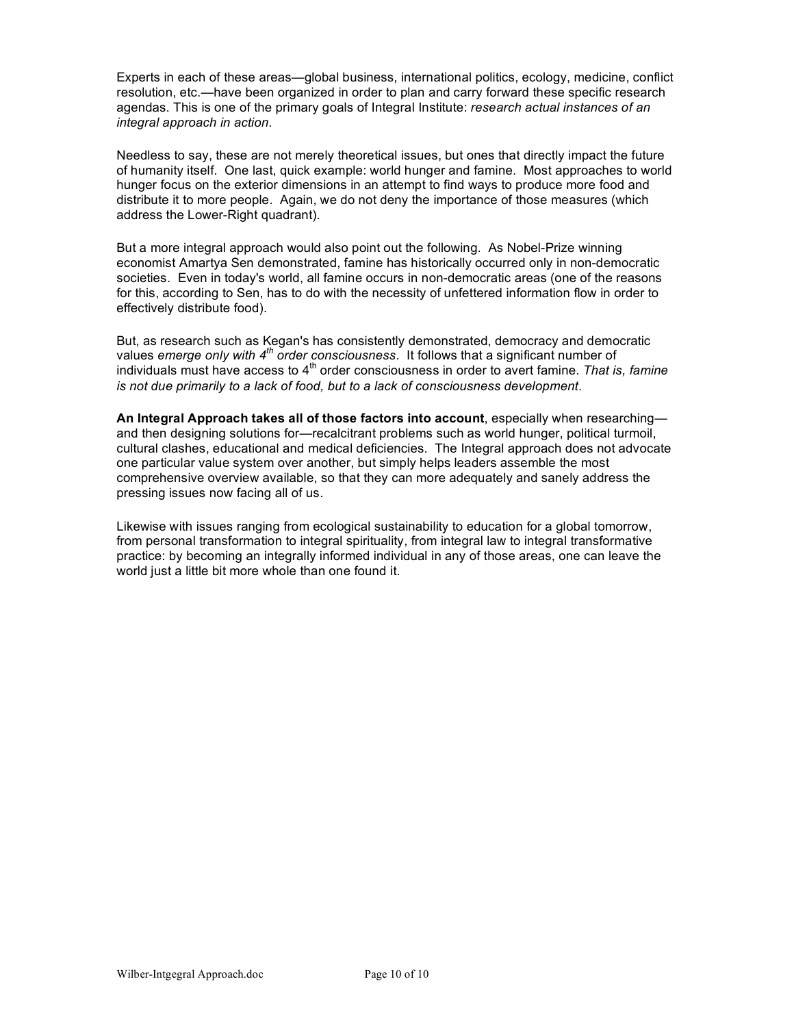Experts in each of these areas—global business, international politics, ecology, medicine, conflict resolution, etc.—have been organized in order to plan and carry forward these specific research agendas. This is one of the primary goals of Integral Institute: *research actual instances of an integral approach in action*.

Needless to say, these are not merely theoretical issues, but ones that directly impact the future of humanity itself. One last, quick example: world hunger and famine. Most approaches to world hunger focus on the exterior dimensions in an attempt to find ways to produce more food and distribute it to more people. Again, we do not deny the importance of those measures (which address the Lower-Right quadrant).

But a more integral approach would also point out the following. As Nobel-Prize winning economist Amartya Sen demonstrated, famine has historically occurred only in non-democratic societies. Even in today's world, all famine occurs in non-democratic areas (one of the reasons for this, according to Sen, has to do with the necessity of unfettered information flow in order to effectively distribute food).

But, as research such as Kegan's has consistently demonstrated, democracy and democratic values *emerge only with 4th order consciousness*. It follows that a significant number of individuals must have access to 4th order consciousness in order to avert famine. *That is, famine is not due primarily to a lack of food, but to a lack of consciousness development*.

**An Integral Approach takes all of those factors into account**, especially when researching—and then designing solutions for—recalcitrant problems such as world hunger, political turmoil, cultural clashes, educational and medical deficiencies. The Integral approach does not advocate one particular value system over another, but simply helps leaders assemble the most comprehensive overview available, so that they can more adequately and sanely address the pressing issues now facing all of us.

Likewise with issues ranging from ecological sustainability to education for a global tomorrow, from personal transformation to integral spirituality, from integral law to integral transformative practice: by becoming an integrally informed individual in any of those areas, one can leave the world just a little bit more whole than one found it.